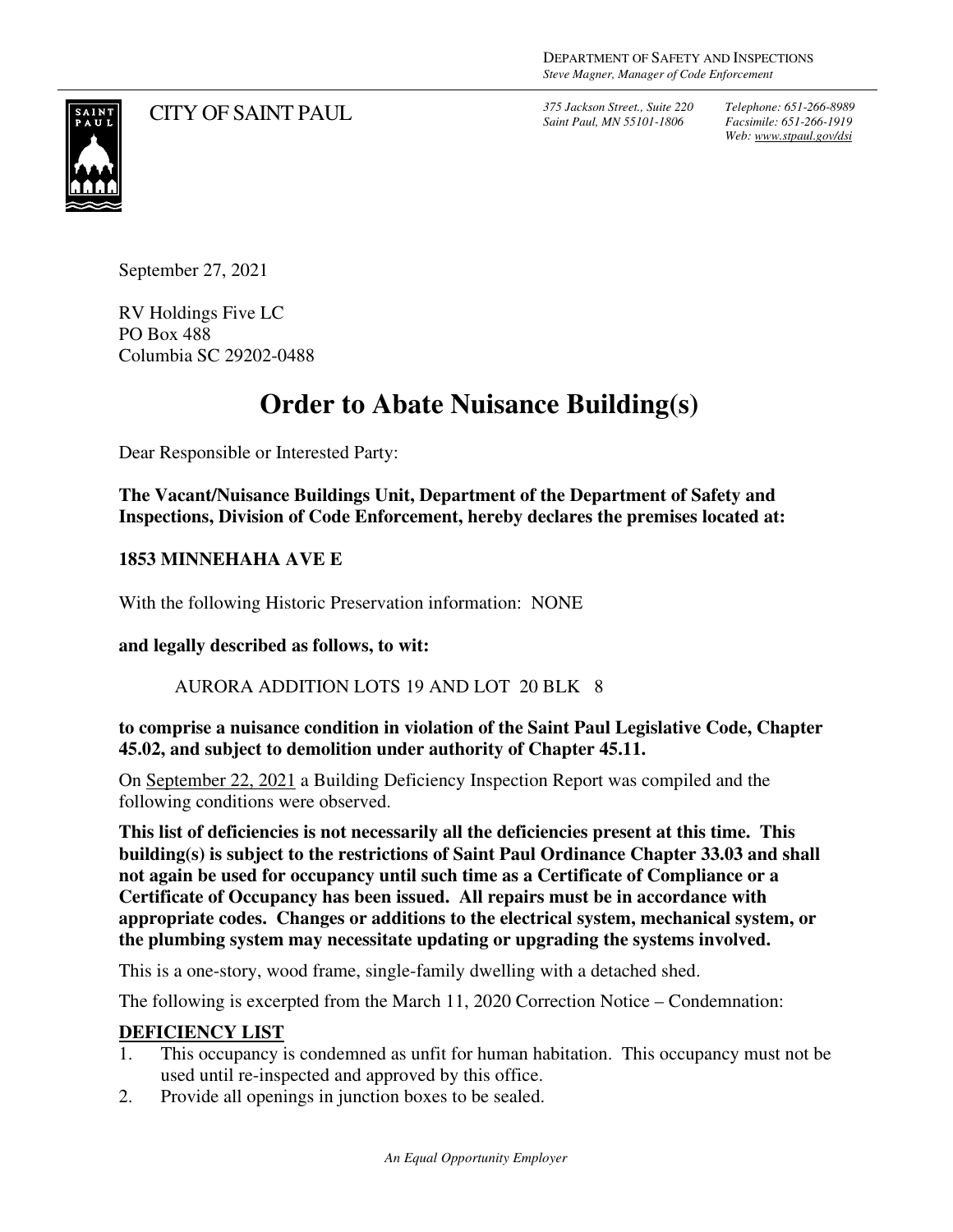DEPARTMENT OF SAFETY AND INSPECTIONS
*Steve Magner, Manager of Code Enforcement*

CITY OF SAINT PAUL

*375 Jackson Street., Suite 220*
*Saint Paul, MN 55101-1806*

*Telephone: 651-266-8989*
*Facsimile: 651-266-1919*
*Web: www.stpaul.gov/dsi*

September 27, 2021

RV Holdings Five LC
PO Box 488
Columbia SC 29202-0488

# Order to Abate Nuisance Building(s)

Dear Responsible or Interested Party:

**The Vacant/Nuisance Buildings Unit, Department of the Department of Safety and Inspections, Division of Code Enforcement, hereby declares the premises located at:**

**1853 MINNEHAHA AVE E**

With the following Historic Preservation information: NONE

**and legally described as follows, to wit:**

AURORA ADDITION LOTS 19 AND LOT 20 BLK 8

**to comprise a nuisance condition in violation of the Saint Paul Legislative Code, Chapter 45.02, and subject to demolition under authority of Chapter 45.11.**

On September 22, 2021 a Building Deficiency Inspection Report was compiled and the following conditions were observed.

**This list of deficiencies is not necessarily all the deficiencies present at this time. This building(s) is subject to the restrictions of Saint Paul Ordinance Chapter 33.03 and shall not again be used for occupancy until such time as a Certificate of Compliance or a Certificate of Occupancy has been issued. All repairs must be in accordance with appropriate codes. Changes or additions to the electrical system, mechanical system, or the plumbing system may necessitate updating or upgrading the systems involved.**

This is a one-story, wood frame, single-family dwelling with a detached shed.

The following is excerpted from the March 11, 2020 Correction Notice – Condemnation:

**DEFICIENCY LIST**

1. This occupancy is condemned as unfit for human habitation. This occupancy must not be used until re-inspected and approved by this office.
2. Provide all openings in junction boxes to be sealed.

*An Equal Opportunity Employer*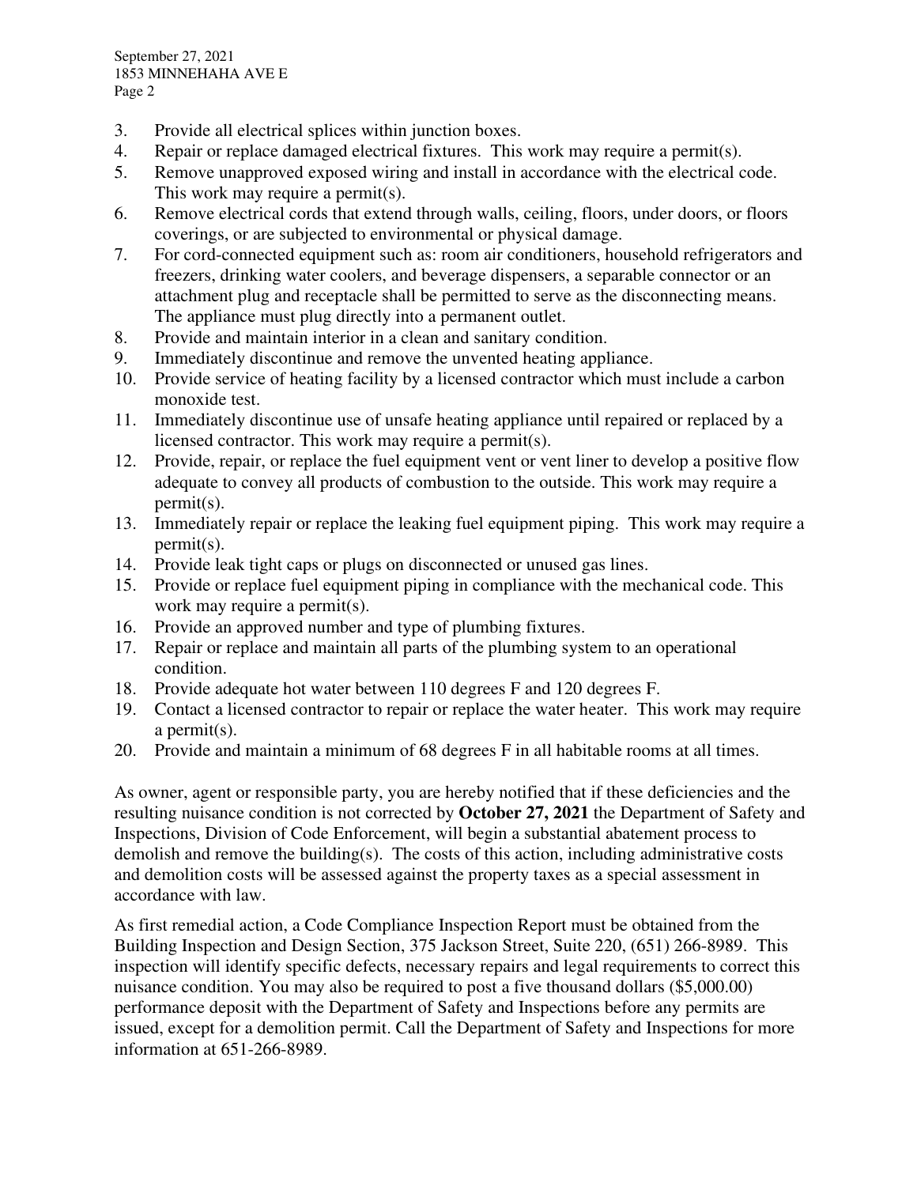3. Provide all electrical splices within junction boxes.
4. Repair or replace damaged electrical fixtures. This work may require a permit(s).
5. Remove unapproved exposed wiring and install in accordance with the electrical code. This work may require a permit(s).
6. Remove electrical cords that extend through walls, ceiling, floors, under doors, or floors coverings, or are subjected to environmental or physical damage.
7. For cord-connected equipment such as: room air conditioners, household refrigerators and freezers, drinking water coolers, and beverage dispensers, a separable connector or an attachment plug and receptacle shall be permitted to serve as the disconnecting means. The appliance must plug directly into a permanent outlet.
8. Provide and maintain interior in a clean and sanitary condition.
9. Immediately discontinue and remove the unvented heating appliance.
10. Provide service of heating facility by a licensed contractor which must include a carbon monoxide test.
11. Immediately discontinue use of unsafe heating appliance until repaired or replaced by a licensed contractor. This work may require a permit(s).
12. Provide, repair, or replace the fuel equipment vent or vent liner to develop a positive flow adequate to convey all products of combustion to the outside. This work may require a permit(s).
13. Immediately repair or replace the leaking fuel equipment piping. This work may require a permit(s).
14. Provide leak tight caps or plugs on disconnected or unused gas lines.
15. Provide or replace fuel equipment piping in compliance with the mechanical code. This work may require a permit(s).
16. Provide an approved number and type of plumbing fixtures.
17. Repair or replace and maintain all parts of the plumbing system to an operational condition.
18. Provide adequate hot water between 110 degrees F and 120 degrees F.
19. Contact a licensed contractor to repair or replace the water heater. This work may require a permit(s).
20. Provide and maintain a minimum of 68 degrees F in all habitable rooms at all times.

As owner, agent or responsible party, you are hereby notified that if these deficiencies and the resulting nuisance condition is not corrected by **October 27, 2021** the Department of Safety and Inspections, Division of Code Enforcement, will begin a substantial abatement process to demolish and remove the building(s). The costs of this action, including administrative costs and demolition costs will be assessed against the property taxes as a special assessment in accordance with law.

As first remedial action, a Code Compliance Inspection Report must be obtained from the Building Inspection and Design Section, 375 Jackson Street, Suite 220, (651) 266-8989. This inspection will identify specific defects, necessary repairs and legal requirements to correct this nuisance condition. You may also be required to post a five thousand dollars ($5,000.00) performance deposit with the Department of Safety and Inspections before any permits are issued, except for a demolition permit. Call the Department of Safety and Inspections for more information at 651-266-8989.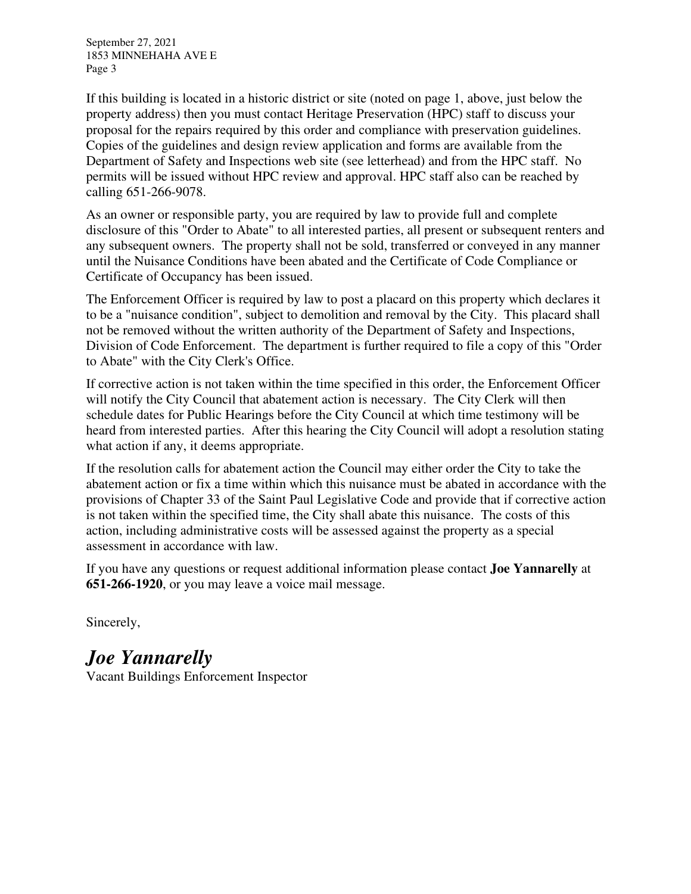If this building is located in a historic district or site (noted on page 1, above, just below the property address) then you must contact Heritage Preservation (HPC) staff to discuss your proposal for the repairs required by this order and compliance with preservation guidelines. Copies of the guidelines and design review application and forms are available from the Department of Safety and Inspections web site (see letterhead) and from the HPC staff. No permits will be issued without HPC review and approval. HPC staff also can be reached by calling 651-266-9078.

As an owner or responsible party, you are required by law to provide full and complete disclosure of this "Order to Abate" to all interested parties, all present or subsequent renters and any subsequent owners. The property shall not be sold, transferred or conveyed in any manner until the Nuisance Conditions have been abated and the Certificate of Code Compliance or Certificate of Occupancy has been issued.

The Enforcement Officer is required by law to post a placard on this property which declares it to be a "nuisance condition", subject to demolition and removal by the City. This placard shall not be removed without the written authority of the Department of Safety and Inspections, Division of Code Enforcement. The department is further required to file a copy of this "Order to Abate" with the City Clerk's Office.

If corrective action is not taken within the time specified in this order, the Enforcement Officer will notify the City Council that abatement action is necessary. The City Clerk will then schedule dates for Public Hearings before the City Council at which time testimony will be heard from interested parties. After this hearing the City Council will adopt a resolution stating what action if any, it deems appropriate.

If the resolution calls for abatement action the Council may either order the City to take the abatement action or fix a time within which this nuisance must be abated in accordance with the provisions of Chapter 33 of the Saint Paul Legislative Code and provide that if corrective action is not taken within the specified time, the City shall abate this nuisance. The costs of this action, including administrative costs will be assessed against the property as a special assessment in accordance with law.

If you have any questions or request additional information please contact **Joe Yannarelly** at **651-266-1920**, or you may leave a voice mail message.

Sincerely,

***Joe Yannarelly***
Vacant Buildings Enforcement Inspector